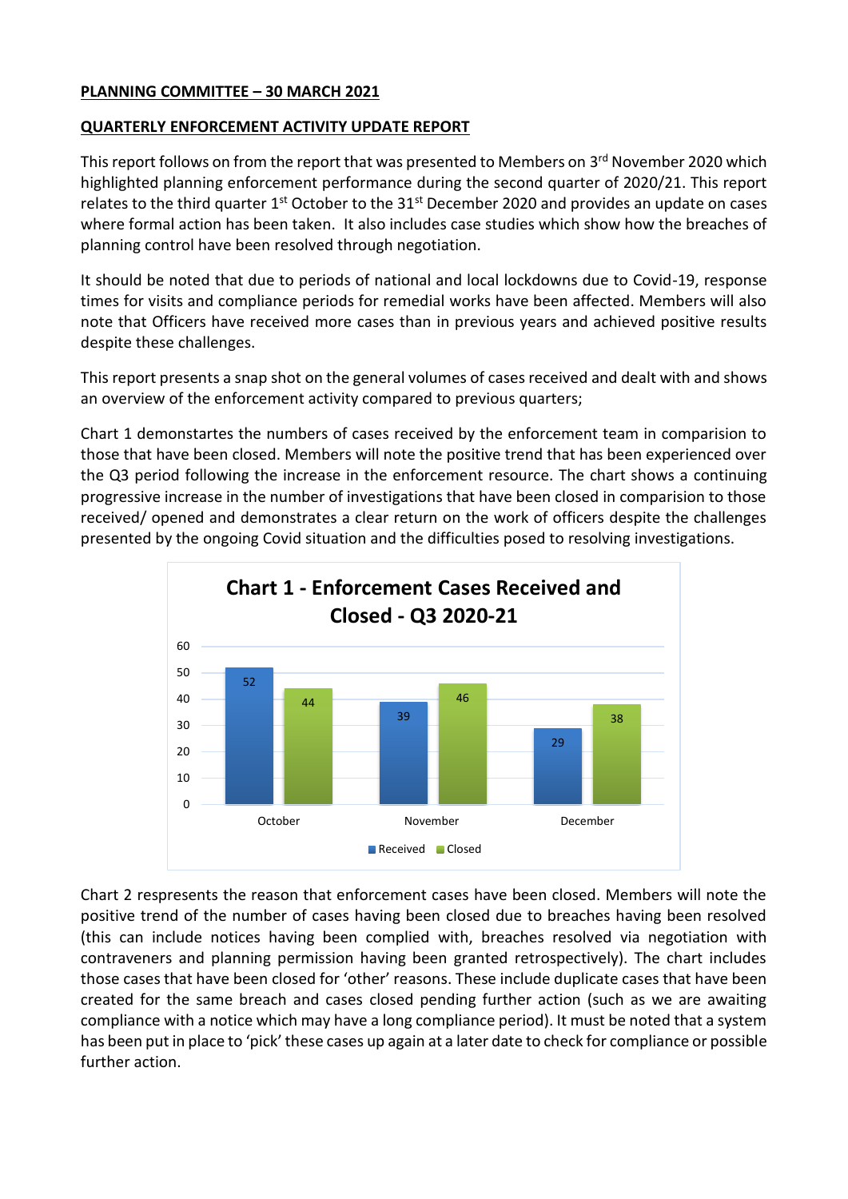**PLANNING COMMITTEE – 30 MARCH 2021**

**QUARTERLY ENFORCEMENT ACTIVITY UPDATE REPORT**

This report follows on from the report that was presented to Members on 3rd November 2020 which highlighted planning enforcement performance during the second quarter of 2020/21. This report relates to the third quarter 1st October to the 31st December 2020 and provides an update on cases where formal action has been taken. It also includes case studies which show how the breaches of planning control have been resolved through negotiation.

It should be noted that due to periods of national and local lockdowns due to Covid-19, response times for visits and compliance periods for remedial works have been affected. Members will also note that Officers have received more cases than in previous years and achieved positive results despite these challenges.

This report presents a snap shot on the general volumes of cases received and dealt with and shows an overview of the enforcement activity compared to previous quarters;

Chart 1 demonstartes the numbers of cases received by the enforcement team in comparision to those that have been closed. Members will note the positive trend that has been experienced over the Q3 period following the increase in the enforcement resource. The chart shows a continuing progressive increase in the number of investigations that have been closed in comparison to those received/ opened and demonstrates a clear return on the work of officers despite the challenges presented by the ongoing Covid situation and the difficulties posed to resolving investigations.

**Chart 1 - Enforcement Cases Received and Closed - Q3 2020-21**

| | Received | Closed |
|---|---|---|
| October | 52 | 44 |
| November | 39 | 46 |
| December | 29 | 38 |

Chart 2 respresents the reason that enforcement cases have been closed. Members will note the positive trend of the number of cases having been closed due to breaches having been resolved (this can include notices having been complied with, breaches resolved via negotiation with contraveners and planning permission having been granted retrospectively). The chart includes those cases that have been closed for 'other' reasons. These include duplicate cases that have been created for the same breach and cases closed pending further action (such as we are awaiting compliance with a notice which may have a long compliance period). It must be noted that a system has been put in place to 'pick' these cases up again at a later date to check for compliance or possible further action.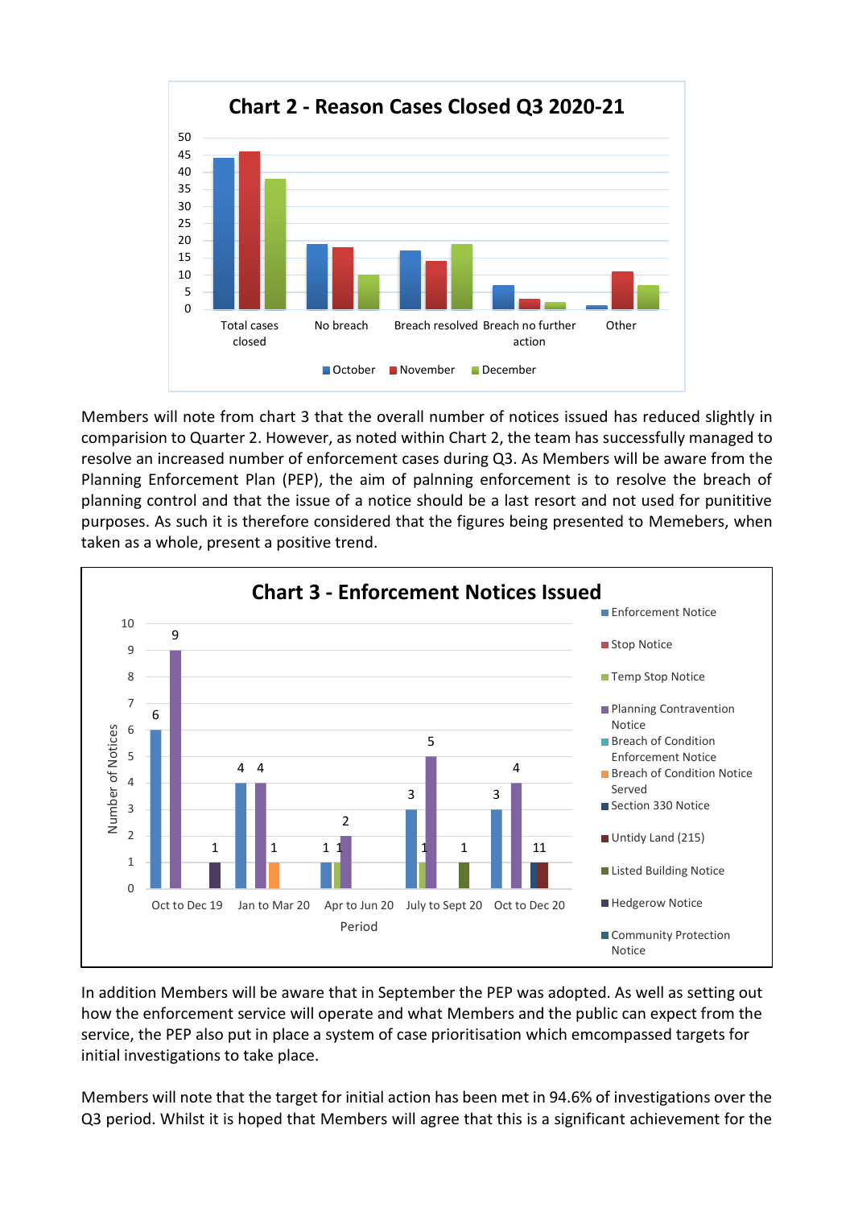**Chart 2 - Reason Cases Closed Q3 2020-21**

Members will note from chart 3 that the overall number of notices issued has reduced slightly in comparision to Quarter 2. However, as noted within Chart 2, the team has successfully managed to resolve an increased number of enforcement cases during Q3. As Members will be aware from the Planning Enforcement Plan (PEP), the aim of palnning enforcement is to resolve the breach of planning control and that the issue of a notice should be a last resort and not used for punititive purposes. As such it is therefore considered that the figures being presented to Memebers, when taken as a whole, present a positive trend.

**Chart 3 - Enforcement Notices Issued**

In addition Members will be aware that in September the PEP was adopted. As well as setting out how the enforcement service will operate and what Members and the public can expect from the service, the PEP also put in place a system of case prioritisation which emcompassed targets for initial investigations to take place.

Members will note that the target for initial action has been met in 94.6% of investigations over the Q3 period. Whilst it is hoped that Members will agree that this is a significant achievement for the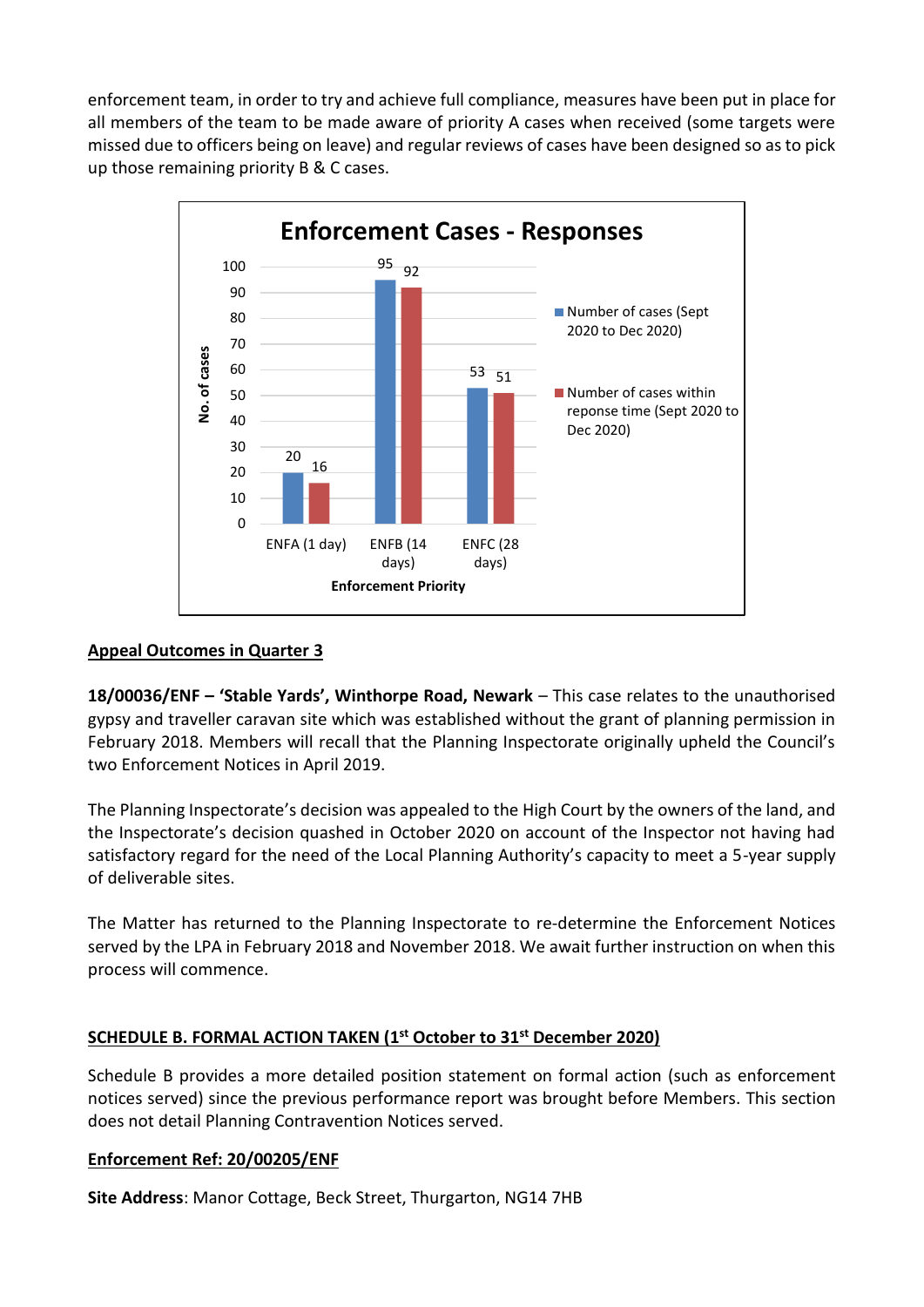enforcement team, in order to try and achieve full compliance, measures have been put in place for all members of the team to be made aware of priority A cases when received (some targets were missed due to officers being on leave) and regular reviews of cases have been designed so as to pick up those remaining priority B & C cases.

**Enforcement Cases - Responses**

| Enforcement Priority | Number of cases (Sept 2020 to Dec 2020) | Number of cases within reponse time (Sept 2020 to Dec 2020) |
| --- | --- | --- |
| ENFA (1 day) | 20 | 16 |
| ENFB (14 days) | 95 | 92 |
| ENFC (28 days) | 53 | 51 |

## Appeal Outcomes in Quarter 3

**18/00036/ENF – 'Stable Yards', Winthorpe Road, Newark** – This case relates to the unauthorised gypsy and traveller caravan site which was established without the grant of planning permission in February 2018. Members will recall that the Planning Inspectorate originally upheld the Council's two Enforcement Notices in April 2019.

The Planning Inspectorate's decision was appealed to the High Court by the owners of the land, and the Inspectorate's decision quashed in October 2020 on account of the Inspector not having had satisfactory regard for the need of the Local Planning Authority's capacity to meet a 5-year supply of deliverable sites.

The Matter has returned to the Planning Inspectorate to re-determine the Enforcement Notices served by the LPA in February 2018 and November 2018. We await further instruction on when this process will commence.

## SCHEDULE B. FORMAL ACTION TAKEN (1st October to 31st December 2020)

Schedule B provides a more detailed position statement on formal action (such as enforcement notices served) since the previous performance report was brought before Members. This section does not detail Planning Contravention Notices served.

### Enforcement Ref: 20/00205/ENF

**Site Address**: Manor Cottage, Beck Street, Thurgarton, NG14 7HB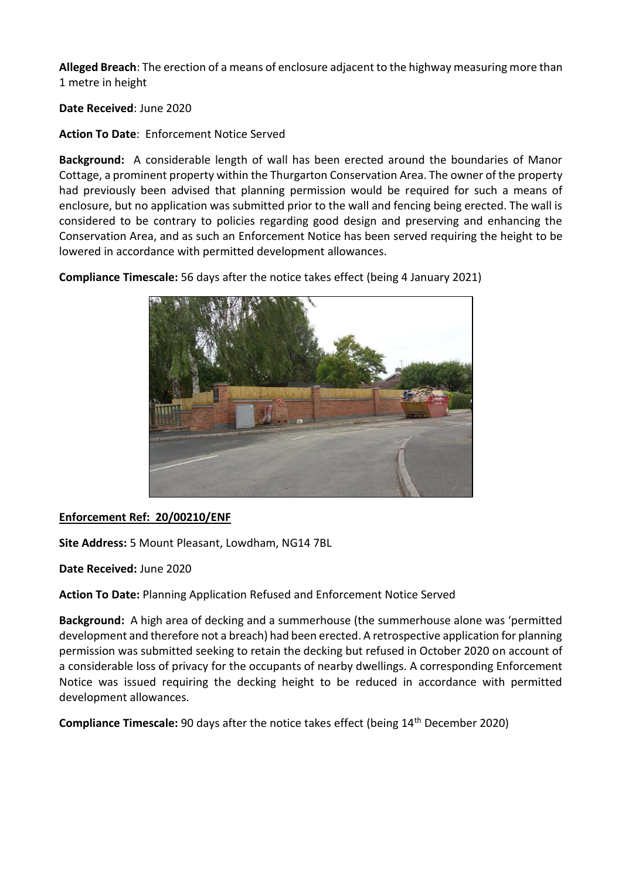**Alleged Breach**: The erection of a means of enclosure adjacent to the highway measuring more than 1 metre in height

**Date Received**: June 2020

**Action To Date**: Enforcement Notice Served

**Background:** A considerable length of wall has been erected around the boundaries of Manor Cottage, a prominent property within the Thurgarton Conservation Area. The owner of the property had previously been advised that planning permission would be required for such a means of enclosure, but no application was submitted prior to the wall and fencing being erected. The wall is considered to be contrary to policies regarding good design and preserving and enhancing the Conservation Area, and as such an Enforcement Notice has been served requiring the height to be lowered in accordance with permitted development allowances.

**Compliance Timescale:** 56 days after the notice takes effect (being 4 January 2021)

**Enforcement Ref: 20/00210/ENF**

**Site Address:** 5 Mount Pleasant, Lowdham, NG14 7BL

**Date Received:** June 2020

**Action To Date:** Planning Application Refused and Enforcement Notice Served

**Background:** A high area of decking and a summerhouse (the summerhouse alone was 'permitted development and therefore not a breach) had been erected. A retrospective application for planning permission was submitted seeking to retain the decking but refused in October 2020 on account of a considerable loss of privacy for the occupants of nearby dwellings. A corresponding Enforcement Notice was issued requiring the decking height to be reduced in accordance with permitted development allowances.

**Compliance Timescale:** 90 days after the notice takes effect (being 14th December 2020)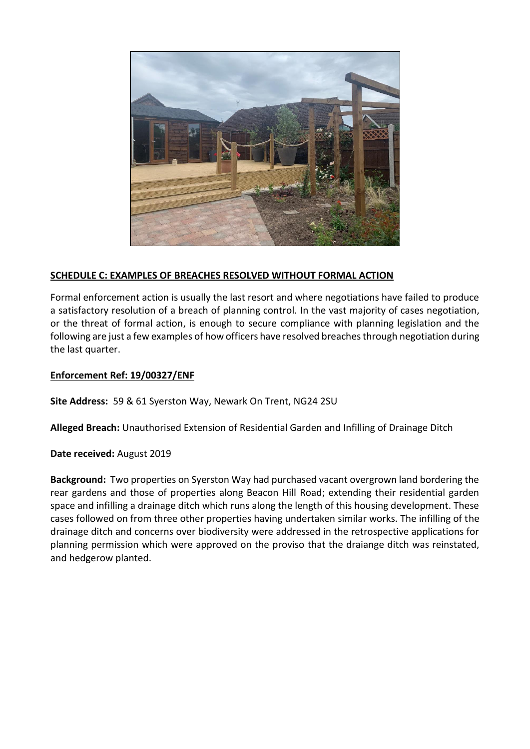**SCHEDULE C: EXAMPLES OF BREACHES RESOLVED WITHOUT FORMAL ACTION**

Formal enforcement action is usually the last resort and where negotiations have failed to produce a satisfactory resolution of a breach of planning control. In the vast majority of cases negotiation, or the threat of formal action, is enough to secure compliance with planning legislation and the following are just a few examples of how officers have resolved breaches through negotiation during the last quarter.

**Enforcement Ref: 19/00327/ENF**

**Site Address:** 59 & 61 Syerston Way, Newark On Trent, NG24 2SU

**Alleged Breach:** Unauthorised Extension of Residential Garden and Infilling of Drainage Ditch

**Date received:** August 2019

**Background:** Two properties on Syerston Way had purchased vacant overgrown land bordering the rear gardens and those of properties along Beacon Hill Road; extending their residential garden space and infilling a drainage ditch which runs along the length of this housing development. These cases followed on from three other properties having undertaken similar works. The infilling of the drainage ditch and concerns over biodiversity were addressed in the retrospective applications for planning permission which were approved on the proviso that the draiange ditch was reinstated, and hedgerow planted.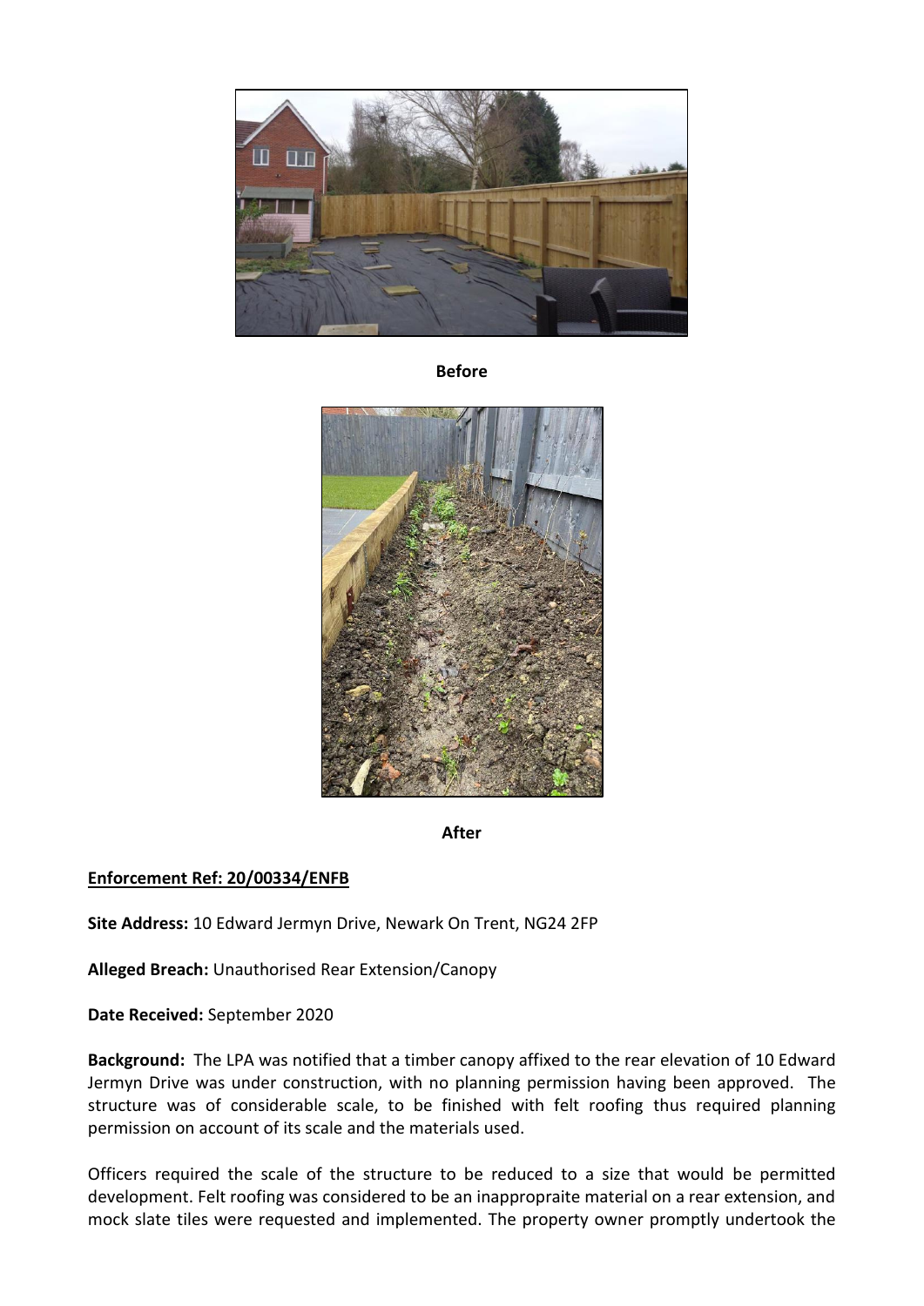**Before**

**After**

**Enforcement Ref: 20/00334/ENFB**

**Site Address:** 10 Edward Jermyn Drive, Newark On Trent, NG24 2FP

**Alleged Breach:** Unauthorised Rear Extension/Canopy

**Date Received:** September 2020

**Background:** The LPA was notified that a timber canopy affixed to the rear elevation of 10 Edward Jermyn Drive was under construction, with no planning permission having been approved. The structure was of considerable scale, to be finished with felt roofing thus required planning permission on account of its scale and the materials used.

Officers required the scale of the structure to be reduced to a size that would be permitted development. Felt roofing was considered to be an inappropraite material on a rear extension, and mock slate tiles were requested and implemented. The property owner promptly undertook the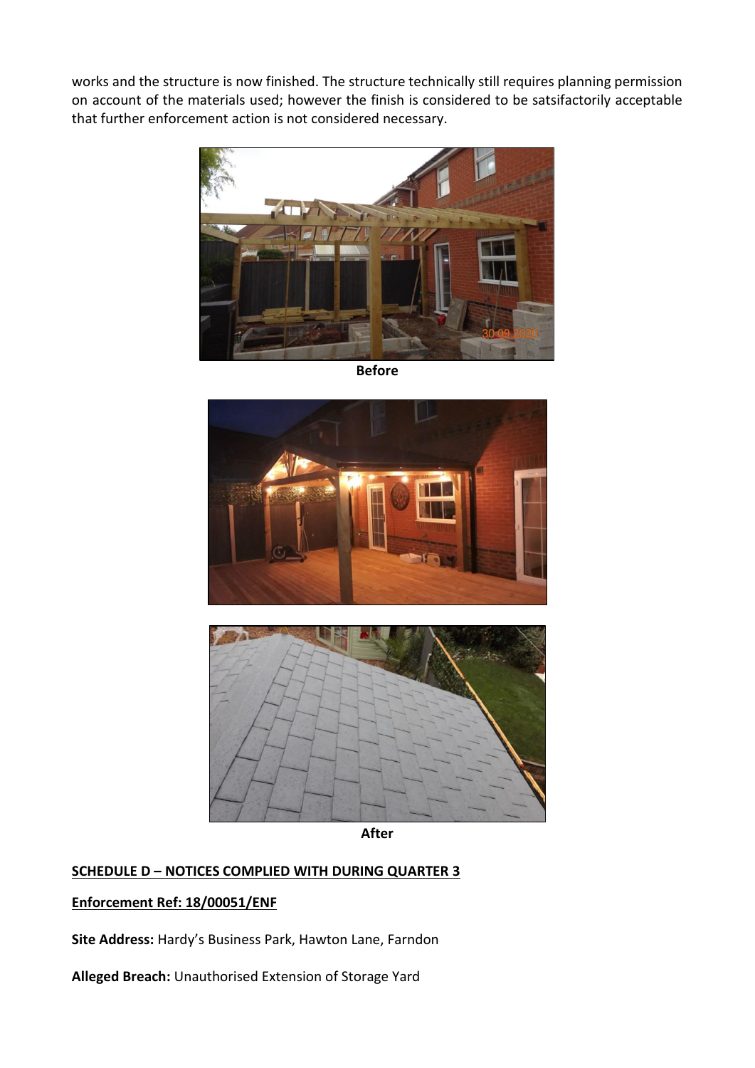works and the structure is now finished. The structure technically still requires planning permission on account of the materials used; however the finish is considered to be satsifactorily acceptable that further enforcement action is not considered necessary.

Before

After

**SCHEDULE D – NOTICES COMPLIED WITH DURING QUARTER 3**

**Enforcement Ref: 18/00051/ENF**

**Site Address:** Hardy's Business Park, Hawton Lane, Farndon

**Alleged Breach:** Unauthorised Extension of Storage Yard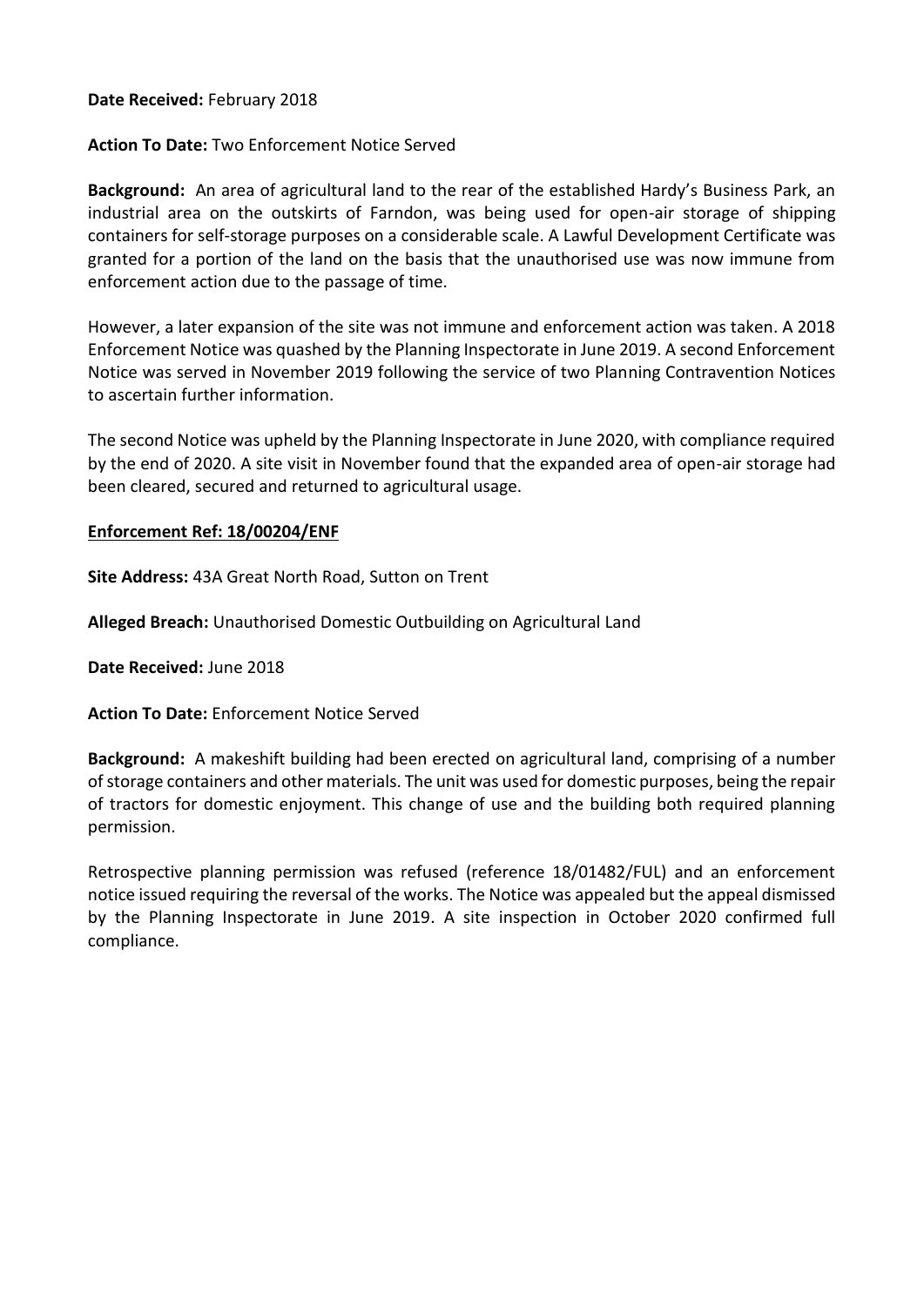**Date Received:** February 2018

**Action To Date:** Two Enforcement Notice Served

**Background:** An area of agricultural land to the rear of the established Hardy's Business Park, an industrial area on the outskirts of Farndon, was being used for open-air storage of shipping containers for self-storage purposes on a considerable scale. A Lawful Development Certificate was granted for a portion of the land on the basis that the unauthorised use was now immune from enforcement action due to the passage of time.

However, a later expansion of the site was not immune and enforcement action was taken. A 2018 Enforcement Notice was quashed by the Planning Inspectorate in June 2019. A second Enforcement Notice was served in November 2019 following the service of two Planning Contravention Notices to ascertain further information.

The second Notice was upheld by the Planning Inspectorate in June 2020, with compliance required by the end of 2020. A site visit in November found that the expanded area of open-air storage had been cleared, secured and returned to agricultural usage.

**Enforcement Ref: 18/00204/ENF**

**Site Address:** 43A Great North Road, Sutton on Trent

**Alleged Breach:** Unauthorised Domestic Outbuilding on Agricultural Land

**Date Received:** June 2018

**Action To Date:** Enforcement Notice Served

**Background:** A makeshift building had been erected on agricultural land, comprising of a number of storage containers and other materials. The unit was used for domestic purposes, being the repair of tractors for domestic enjoyment. This change of use and the building both required planning permission.

Retrospective planning permission was refused (reference 18/01482/FUL) and an enforcement notice issued requiring the reversal of the works. The Notice was appealed but the appeal dismissed by the Planning Inspectorate in June 2019. A site inspection in October 2020 confirmed full compliance.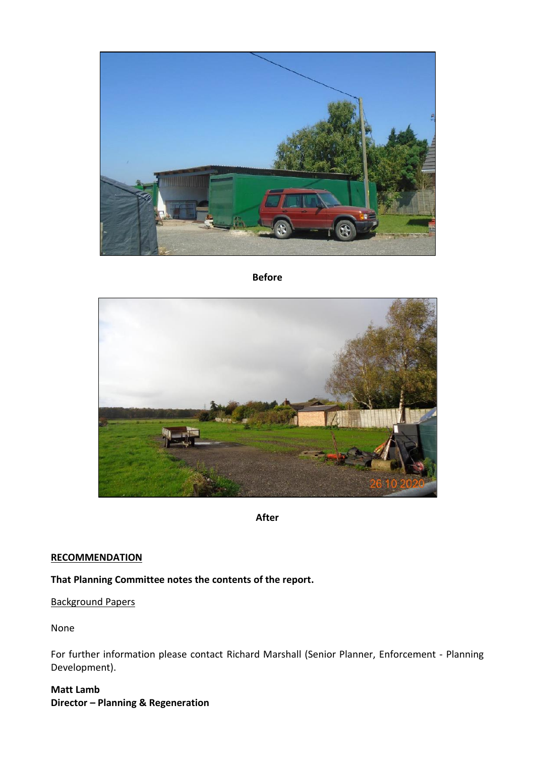**Before**

**After**

## RECOMMENDATION

**That Planning Committee notes the contents of the report.**

Background Papers

None

For further information please contact Richard Marshall (Senior Planner, Enforcement - Planning Development).

**Matt Lamb**
**Director – Planning & Regeneration**